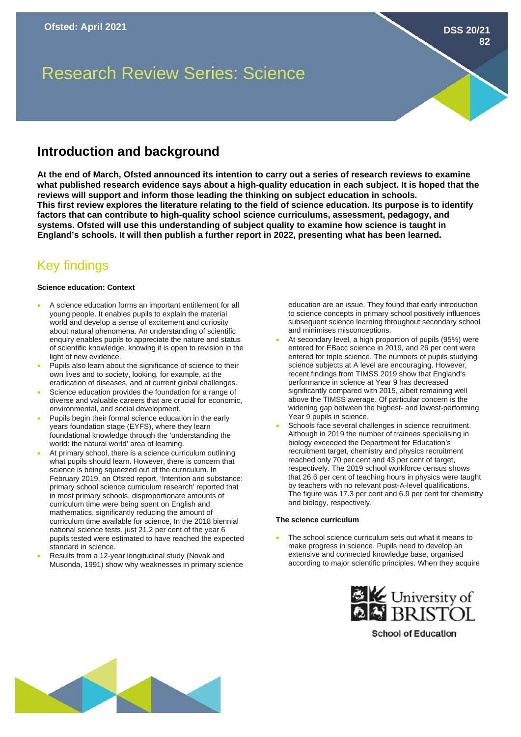Ofsted: April 2021

DSS 20/21 82

# Research Review Series: Science

## Introduction and background

**At the end of March, Ofsted announced its intention to carry out a series of research reviews to examine what published research evidence says about a high-quality education in each subject. It is hoped that the reviews will support and inform those leading the thinking on subject education in schools. This first review explores the literature relating to the field of science education. Its purpose is to identify factors that can contribute to high-quality school science curriculums, assessment, pedagogy, and systems. Ofsted will use this understanding of subject quality to examine how science is taught in England's schools. It will then publish a further report in 2022, presenting what has been learned.**

## Key findings

#### Science education: Context

- A science education forms an important entitlement for all young people. It enables pupils to explain the material world and develop a sense of excitement and curiosity about natural phenomena. An understanding of scientific enquiry enables pupils to appreciate the nature and status of scientific knowledge, knowing it is open to revision in the light of new evidence.
- Pupils also learn about the significance of science to their own lives and to society, looking, for example, at the eradication of diseases, and at current global challenges.
- Science education provides the foundation for a range of diverse and valuable careers that are crucial for economic, environmental, and social development.
- Pupils begin their formal science education in the early years foundation stage (EYFS), where they learn foundational knowledge through the 'understanding the world: the natural world' area of learning.
- At primary school, there is a science curriculum outlining what pupils should learn. However, there is concern that science is being squeezed out of the curriculum. In February 2019, an Ofsted report, 'Intention and substance: primary school science curriculum research' reported that in most primary schools, disproportionate amounts of curriculum time were being spent on English and mathematics, significantly reducing the amount of curriculum time available for science, In the 2018 biennial national science tests, just 21.2 per cent of the year 6 pupils tested were estimated to have reached the expected standard in science.
- Results from a 12-year longitudinal study (Novak and Musonda, 1991) show why weaknesses in primary science education are an issue. They found that early introduction to science concepts in primary school positively influences subsequent science learning throughout secondary school and minimises misconceptions.
- At secondary level, a high proportion of pupils (95%) were entered for EBacc science in 2019, and 26 per cent were entered for triple science. The numbers of pupils studying science subjects at A level are encouraging. However, recent findings from TIMSS 2019 show that England's performance in science at Year 9 has decreased significantly compared with 2015, albeit remaining well above the TIMSS average. Of particular concern is the widening gap between the highest- and lowest-performing Year 9 pupils in science.
- Schools face several challenges in science recruitment. Although in 2019 the number of trainees specialising in biology exceeded the Department for Education's recruitment target, chemistry and physics recruitment reached only 70 per cent and 43 per cent of target, respectively. The 2019 school workforce census shows that 26.6 per cent of teaching hours in physics were taught by teachers with no relevant post-A-level qualifications. The figure was 17.3 per cent and 6.9 per cent for chemistry and biology, respectively.

#### The science curriculum

- The school science curriculum sets out what it means to make progress in science. Pupils need to develop an extensive and connected knowledge base, organised according to major scientific principles. When they acquire

University of BRISTOL
School of Education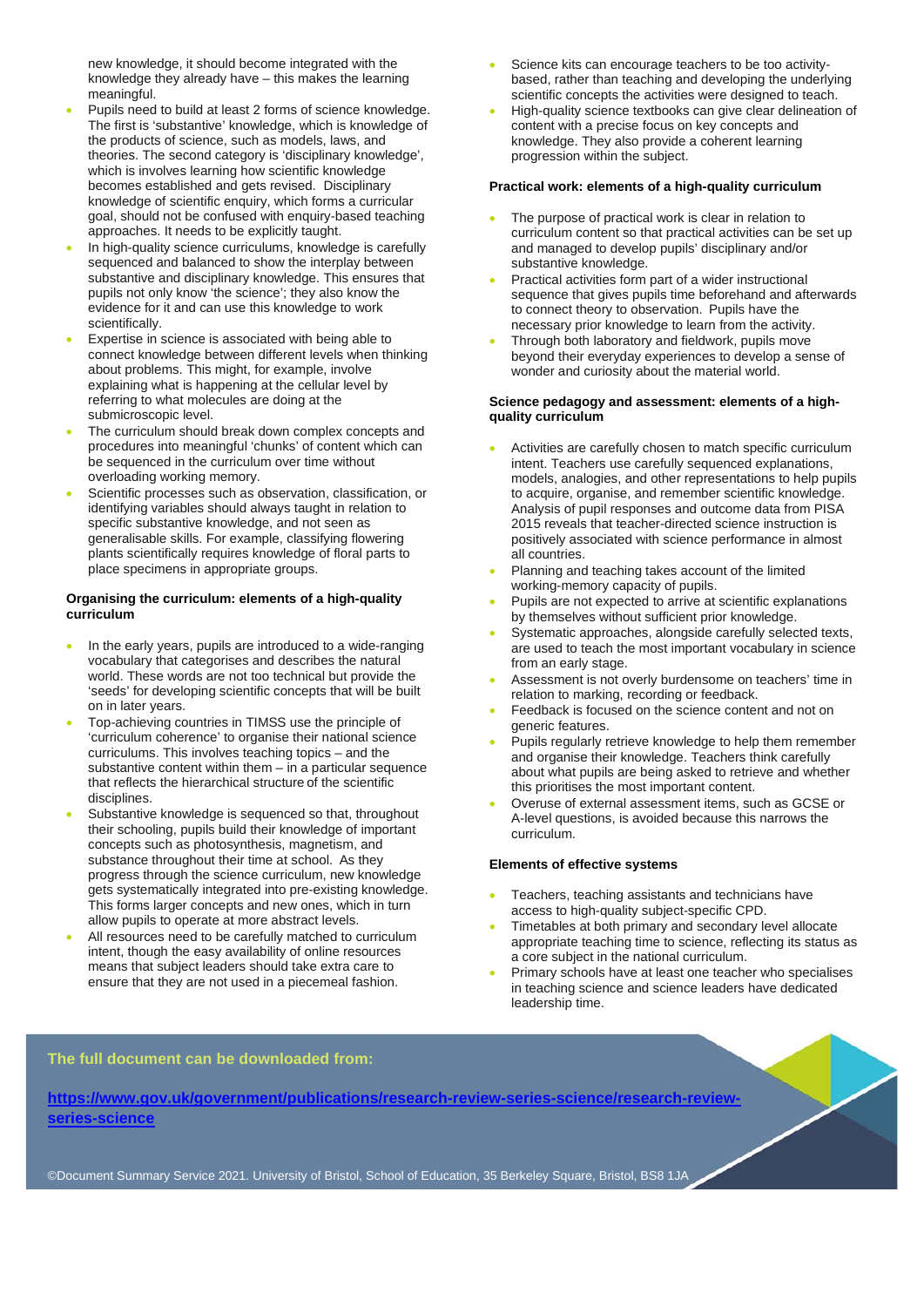new knowledge, it should become integrated with the knowledge they already have – this makes the learning meaningful.

- Pupils need to build at least 2 forms of science knowledge. The first is 'substantive' knowledge, which is knowledge of the products of science, such as models, laws, and theories. The second category is 'disciplinary knowledge', which is involves learning how scientific knowledge becomes established and gets revised. Disciplinary knowledge of scientific enquiry, which forms a curricular goal, should not be confused with enquiry-based teaching approaches. It needs to be explicitly taught.
- In high-quality science curriculums, knowledge is carefully sequenced and balanced to show the interplay between substantive and disciplinary knowledge. This ensures that pupils not only know 'the science'; they also know the evidence for it and can use this knowledge to work scientifically.
- Expertise in science is associated with being able to connect knowledge between different levels when thinking about problems. This might, for example, involve explaining what is happening at the cellular level by referring to what molecules are doing at the submicroscopic level.
- The curriculum should break down complex concepts and procedures into meaningful 'chunks' of content which can be sequenced in the curriculum over time without overloading working memory.
- Scientific processes such as observation, classification, or identifying variables should always taught in relation to specific substantive knowledge, and not seen as generalisable skills. For example, classifying flowering plants scientifically requires knowledge of floral parts to place specimens in appropriate groups.

**Organising the curriculum: elements of a high-quality curriculum**

- In the early years, pupils are introduced to a wide-ranging vocabulary that categorises and describes the natural world. These words are not too technical but provide the 'seeds' for developing scientific concepts that will be built on in later years.
- Top-achieving countries in TIMSS use the principle of 'curriculum coherence' to organise their national science curriculums. This involves teaching topics – and the substantive content within them – in a particular sequence that reflects the hierarchical structure of the scientific disciplines.
- Substantive knowledge is sequenced so that, throughout their schooling, pupils build their knowledge of important concepts such as photosynthesis, magnetism, and substance throughout their time at school. As they progress through the science curriculum, new knowledge gets systematically integrated into pre-existing knowledge. This forms larger concepts and new ones, which in turn allow pupils to operate at more abstract levels.
- All resources need to be carefully matched to curriculum intent, though the easy availability of online resources means that subject leaders should take extra care to ensure that they are not used in a piecemeal fashion.
- Science kits can encourage teachers to be too activity-based, rather than teaching and developing the underlying scientific concepts the activities were designed to teach.
- High-quality science textbooks can give clear delineation of content with a precise focus on key concepts and knowledge. They also provide a coherent learning progression within the subject.

**Practical work: elements of a high-quality curriculum**

- The purpose of practical work is clear in relation to curriculum content so that practical activities can be set up and managed to develop pupils' disciplinary and/or substantive knowledge.
- Practical activities form part of a wider instructional sequence that gives pupils time beforehand and afterwards to connect theory to observation. Pupils have the necessary prior knowledge to learn from the activity.
- Through both laboratory and fieldwork, pupils move beyond their everyday experiences to develop a sense of wonder and curiosity about the material world.

**Science pedagogy and assessment: elements of a high-quality curriculum**

- Activities are carefully chosen to match specific curriculum intent. Teachers use carefully sequenced explanations, models, analogies, and other representations to help pupils to acquire, organise, and remember scientific knowledge. Analysis of pupil responses and outcome data from PISA 2015 reveals that teacher-directed science instruction is positively associated with science performance in almost all countries.
- Planning and teaching takes account of the limited working-memory capacity of pupils.
- Pupils are not expected to arrive at scientific explanations by themselves without sufficient prior knowledge.
- Systematic approaches, alongside carefully selected texts, are used to teach the most important vocabulary in science from an early stage.
- Assessment is not overly burdensome on teachers' time in relation to marking, recording or feedback.
- Feedback is focused on the science content and not on generic features.
- Pupils regularly retrieve knowledge to help them remember and organise their knowledge. Teachers think carefully about what pupils are being asked to retrieve and whether this prioritises the most important content.
- Overuse of external assessment items, such as GCSE or A-level questions, is avoided because this narrows the curriculum.

**Elements of effective systems**

- Teachers, teaching assistants and technicians have access to high-quality subject-specific CPD.
- Timetables at both primary and secondary level allocate appropriate teaching time to science, reflecting its status as a core subject in the national curriculum.
- Primary schools have at least one teacher who specialises in teaching science and science leaders have dedicated leadership time.

**The full document can be downloaded from:**

https://www.gov.uk/government/publications/research-review-series-science/research-review-series-science

©Document Summary Service 2021. University of Bristol, School of Education, 35 Berkeley Square, Bristol, BS8 1JA